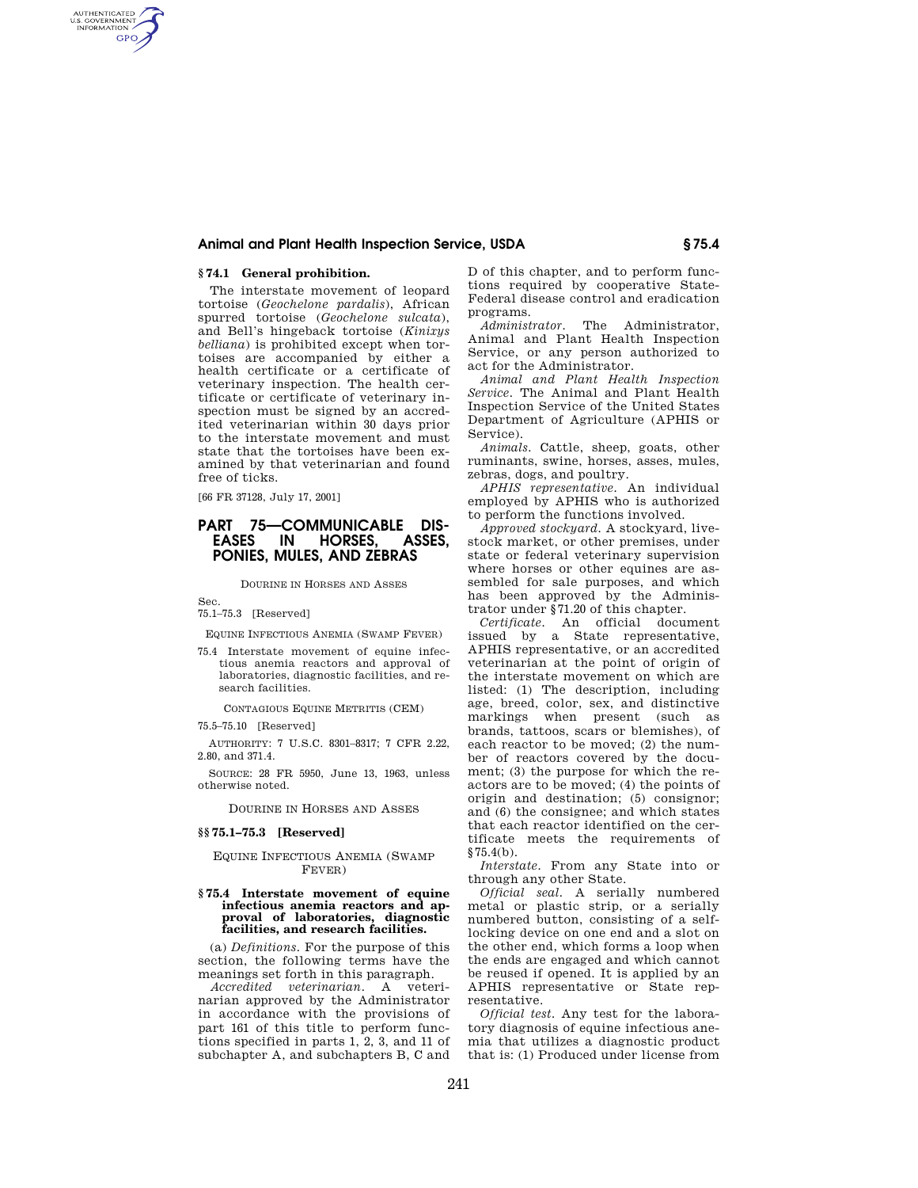### § 74.1 General prohibition.

The interstate movement of leopard tortoise (*Geochelone pardalis*), African spurred tortoise (*Geochelone sulcata*), and Bell's hingeback tortoise (*Kinixys belliana*) is prohibited except when tortoises are accompanied by either a health certificate or a certificate of veterinary inspection. The health certificate or certificate of veterinary inspection must be signed by an accredited veterinarian within 30 days prior to the interstate movement and must state that the tortoises have been examined by that veterinarian and found free of ticks.

[66 FR 37128, July 17, 2001]

## PART 75—COMMUNICABLE DISEASES IN HORSES, ASSES, PONIES, MULES, AND ZEBRAS

DOURINE IN HORSES AND ASSES

Sec.
75.1–75.3 [Reserved]

EQUINE INFECTIOUS ANEMIA (SWAMP FEVER)

75.4 Interstate movement of equine infectious anemia reactors and approval of laboratories, diagnostic facilities, and research facilities.

CONTAGIOUS EQUINE METRITIS (CEM)

75.5–75.10 [Reserved]

AUTHORITY: 7 U.S.C. 8301–8317; 7 CFR 2.22, 2.80, and 371.4.

SOURCE: 28 FR 5950, June 13, 1963, unless otherwise noted.

DOURINE IN HORSES AND ASSES

### §§ 75.1–75.3 [Reserved]

EQUINE INFECTIOUS ANEMIA (SWAMP FEVER)

### § 75.4 Interstate movement of equine infectious anemia reactors and approval of laboratories, diagnostic facilities, and research facilities.

(a) *Definitions.* For the purpose of this section, the following terms have the meanings set forth in this paragraph.

*Accredited veterinarian.* A veterinarian approved by the Administrator in accordance with the provisions of part 161 of this title to perform functions specified in parts 1, 2, 3, and 11 of subchapter A, and subchapters B, C and D of this chapter, and to perform functions required by cooperative State-Federal disease control and eradication programs.

*Administrator.* The Administrator, Animal and Plant Health Inspection Service, or any person authorized to act for the Administrator.

*Animal and Plant Health Inspection Service.* The Animal and Plant Health Inspection Service of the United States Department of Agriculture (APHIS or Service).

*Animals.* Cattle, sheep, goats, other ruminants, swine, horses, asses, mules, zebras, dogs, and poultry.

*APHIS representative.* An individual employed by APHIS who is authorized to perform the functions involved.

*Approved stockyard.* A stockyard, livestock market, or other premises, under state or federal veterinary supervision where horses or other equines are assembled for sale purposes, and which has been approved by the Administrator under §71.20 of this chapter.

*Certificate.* An official document issued by a State representative, APHIS representative, or an accredited veterinarian at the point of origin of the interstate movement on which are listed: (1) The description, including age, breed, color, sex, and distinctive markings when present (such as brands, tattoos, scars or blemishes), of each reactor to be moved; (2) the number of reactors covered by the document; (3) the purpose for which the reactors are to be moved; (4) the points of origin and destination; (5) consignor; and (6) the consignee; and which states that each reactor identified on the certificate meets the requirements of §75.4(b).

*Interstate.* From any State into or through any other State.

*Official seal.* A serially numbered metal or plastic strip, or a serially numbered button, consisting of a self-locking device on one end and a slot on the other end, which forms a loop when the ends are engaged and which cannot be reused if opened. It is applied by an APHIS representative or State representative.

*Official test.* Any test for the laboratory diagnosis of equine infectious anemia that utilizes a diagnostic product that is: (1) Produced under license from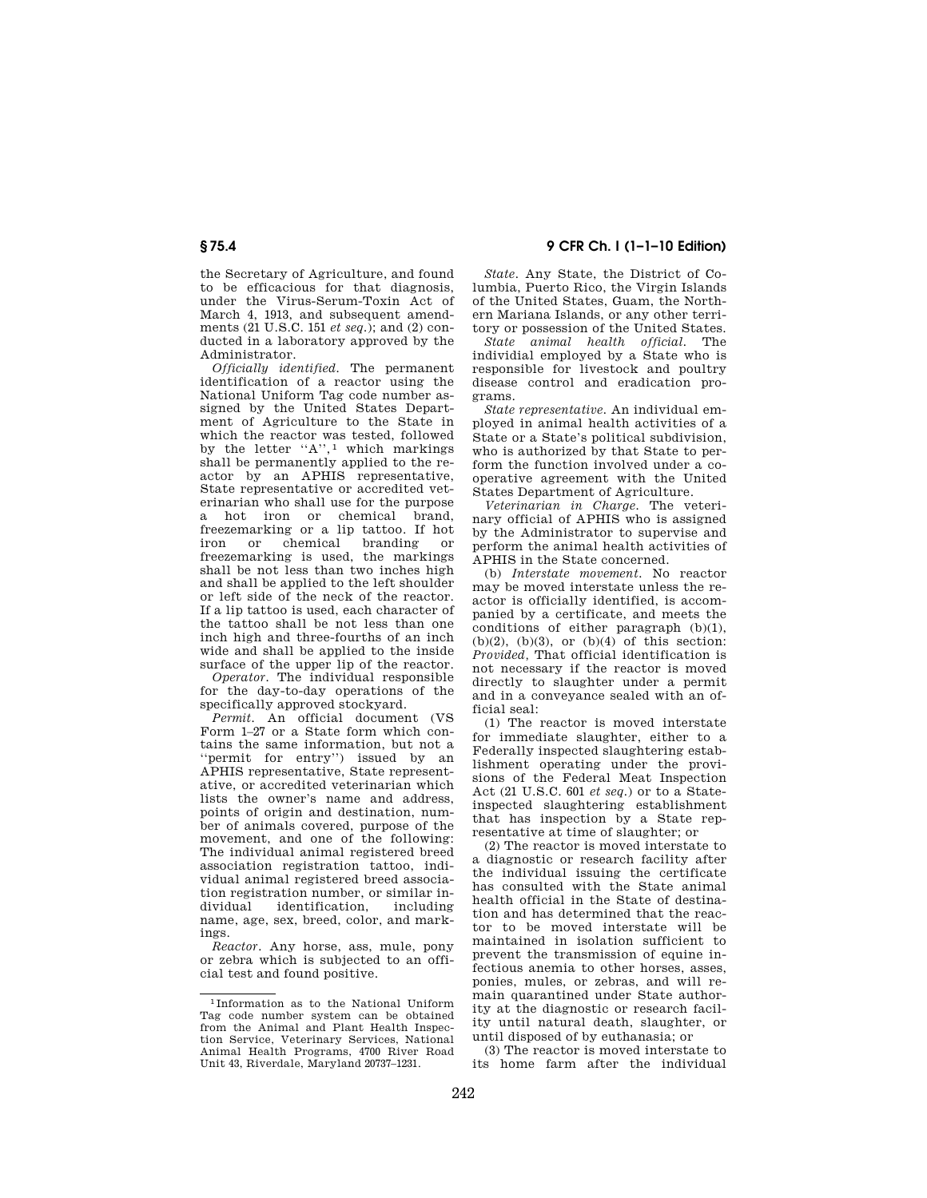the Secretary of Agriculture, and found to be efficacious for that diagnosis, under the Virus-Serum-Toxin Act of March 4, 1913, and subsequent amendments (21 U.S.C. 151 *et seq.*); and (2) conducted in a laboratory approved by the Administrator.

*Officially identified.* The permanent identification of a reactor using the National Uniform Tag code number assigned by the United States Department of Agriculture to the State in which the reactor was tested, followed by the letter "A",[1] which markings shall be permanently applied to the reactor by an APHIS representative, State representative or accredited veterinarian who shall use for the purpose a hot iron or chemical brand, freezemarking or a lip tattoo. If hot iron or chemical branding or freezemarking is used, the markings shall be not less than two inches high and shall be applied to the left shoulder or left side of the neck of the reactor. If a lip tattoo is used, each character of the tattoo shall be not less than one inch high and three-fourths of an inch wide and shall be applied to the inside surface of the upper lip of the reactor.

*Operator.* The individual responsible for the day-to-day operations of the specifically approved stockyard.

*Permit.* An official document (VS Form 1–27 or a State form which contains the same information, but not a "permit for entry") issued by an APHIS representative, State representative, or accredited veterinarian which lists the owner's name and address, points of origin and destination, number of animals covered, purpose of the movement, and one of the following: The individual animal registered breed association registration tattoo, individual animal registered breed association registration number, or similar individual identification, including name, age, sex, breed, color, and markings.

*Reactor.* Any horse, ass, mule, pony or zebra which is subjected to an official test and found positive.

*State.* Any State, the District of Columbia, Puerto Rico, the Virgin Islands of the United States, Guam, the Northern Mariana Islands, or any other territory or possession of the United States.

*State animal health official.* The individial employed by a State who is responsible for livestock and poultry disease control and eradication programs.

*State representative.* An individual employed in animal health activities of a State or a State's political subdivision, who is authorized by that State to perform the function involved under a cooperative agreement with the United States Department of Agriculture.

*Veterinarian in Charge.* The veterinary official of APHIS who is assigned by the Administrator to supervise and perform the animal health activities of APHIS in the State concerned.

(b) *Interstate movement.* No reactor may be moved interstate unless the reactor is officially identified, is accompanied by a certificate, and meets the conditions of either paragraph (b)(1), (b)(2), (b)(3), or (b)(4) of this section: *Provided,* That official identification is not necessary if the reactor is moved directly to slaughter under a permit and in a conveyance sealed with an official seal:

(1) The reactor is moved interstate for immediate slaughter, either to a Federally inspected slaughtering establishment operating under the provisions of the Federal Meat Inspection Act (21 U.S.C. 601 *et seq.*) or to a State-inspected slaughtering establishment that has inspection by a State representative at time of slaughter; or

(2) The reactor is moved interstate to a diagnostic or research facility after the individual issuing the certificate has consulted with the State animal health official in the State of destination and has determined that the reactor to be moved interstate will be maintained in isolation sufficient to prevent the transmission of equine infectious anemia to other horses, asses, ponies, mules, or zebras, and will remain quarantined under State authority at the diagnostic or research facility until natural death, slaughter, or until disposed of by euthanasia; or

(3) The reactor is moved interstate to its home farm after the individual

---

[1] Information as to the National Uniform Tag code number system can be obtained from the Animal and Plant Health Inspection Service, Veterinary Services, National Animal Health Programs, 4700 River Road Unit 43, Riverdale, Maryland 20737–1231.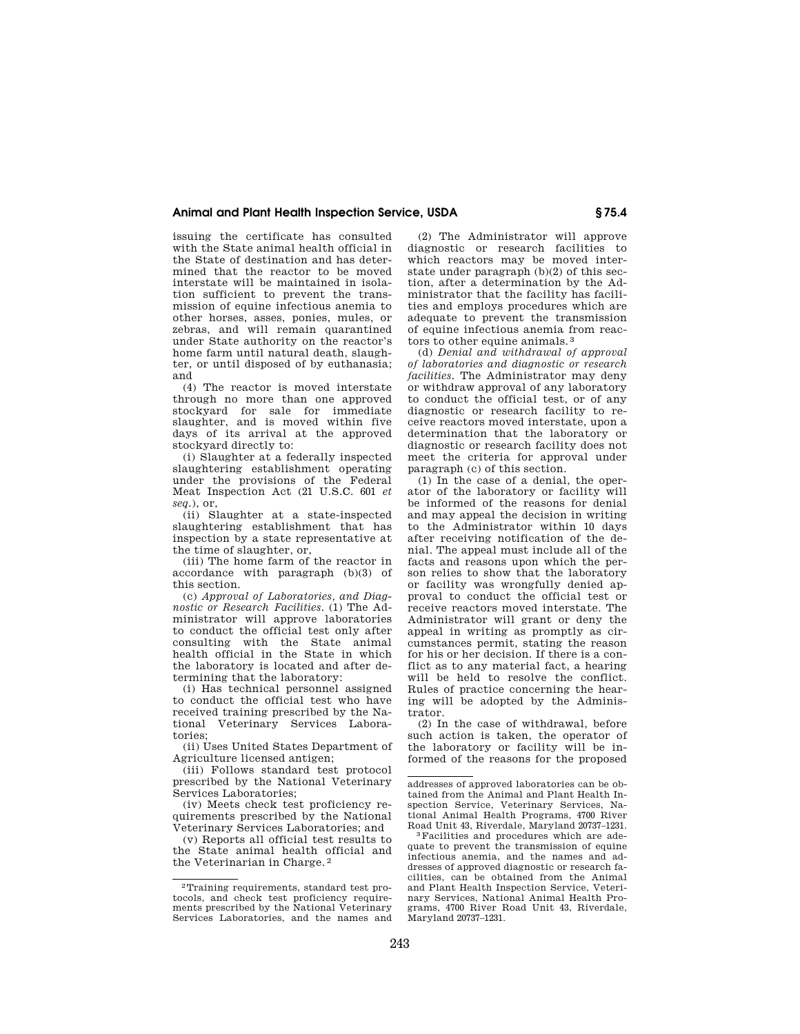issuing the certificate has consulted with the State animal health official in the State of destination and has determined that the reactor to be moved interstate will be maintained in isolation sufficient to prevent the transmission of equine infectious anemia to other horses, asses, ponies, mules, or zebras, and will remain quarantined under State authority on the reactor's home farm until natural death, slaughter, or until disposed of by euthanasia; and

(4) The reactor is moved interstate through no more than one approved stockyard for sale for immediate slaughter, and is moved within five days of its arrival at the approved stockyard directly to:

(i) Slaughter at a federally inspected slaughtering establishment operating under the provisions of the Federal Meat Inspection Act (21 U.S.C. 601 *et seq.*), or,

(ii) Slaughter at a state-inspected slaughtering establishment that has inspection by a state representative at the time of slaughter, or,

(iii) The home farm of the reactor in accordance with paragraph (b)(3) of this section.

(c) *Approval of Laboratories, and Diagnostic or Research Facilities.* (1) The Administrator will approve laboratories to conduct the official test only after consulting with the State animal health official in the State in which the laboratory is located and after determining that the laboratory:

(i) Has technical personnel assigned to conduct the official test who have received training prescribed by the National Veterinary Services Laboratories;

(ii) Uses United States Department of Agriculture licensed antigen;

(iii) Follows standard test protocol prescribed by the National Veterinary Services Laboratories;

(iv) Meets check test proficiency requirements prescribed by the National Veterinary Services Laboratories; and

(v) Reports all official test results to the State animal health official and the Veterinarian in Charge.[2]

(2) The Administrator will approve diagnostic or research facilities to which reactors may be moved interstate under paragraph (b)(2) of this section, after a determination by the Administrator that the facility has facilities and employs procedures which are adequate to prevent the transmission of equine infectious anemia from reactors to other equine animals.[3]

(d) *Denial and withdrawal of approval of laboratories and diagnostic or research facilities.* The Administrator may deny or withdraw approval of any laboratory to conduct the official test, or of any diagnostic or research facility to receive reactors moved interstate, upon a determination that the laboratory or diagnostic or research facility does not meet the criteria for approval under paragraph (c) of this section.

(1) In the case of a denial, the operator of the laboratory or facility will be informed of the reasons for denial and may appeal the decision in writing to the Administrator within 10 days after receiving notification of the denial. The appeal must include all of the facts and reasons upon which the person relies to show that the laboratory or facility was wrongfully denied approval to conduct the official test or receive reactors moved interstate. The Administrator will grant or deny the appeal in writing as promptly as circumstances permit, stating the reason for his or her decision. If there is a conflict as to any material fact, a hearing will be held to resolve the conflict. Rules of practice concerning the hearing will be adopted by the Administrator.

(2) In the case of withdrawal, before such action is taken, the operator of the laboratory or facility will be informed of the reasons for the proposed

---

[2] Training requirements, standard test protocols, and check test proficiency requirements prescribed by the National Veterinary Services Laboratories, and the names and addresses of approved laboratories can be obtained from the Animal and Plant Health Inspection Service, Veterinary Services, National Animal Health Programs, 4700 River Road Unit 43, Riverdale, Maryland 20737–1231.

[3] Facilities and procedures which are adequate to prevent the transmission of equine infectious anemia, and the names and addresses of approved diagnostic or research facilities, can be obtained from the Animal and Plant Health Inspection Service, Veterinary Services, National Animal Health Programs, 4700 River Road Unit 43, Riverdale, Maryland 20737–1231.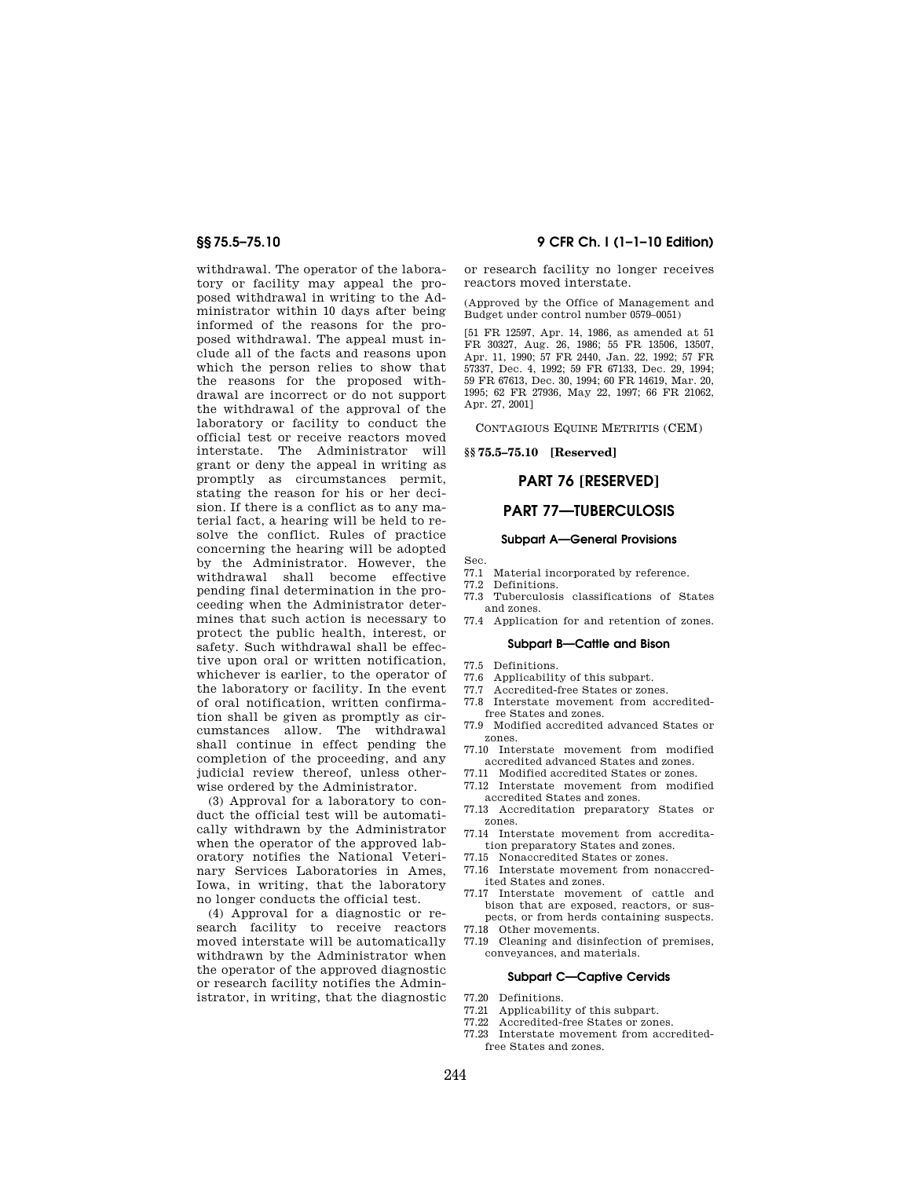withdrawal. The operator of the laboratory or facility may appeal the proposed withdrawal in writing to the Administrator within 10 days after being informed of the reasons for the proposed withdrawal. The appeal must include all of the facts and reasons upon which the person relies to show that the reasons for the proposed withdrawal are incorrect or do not support the withdrawal of the approval of the laboratory or facility to conduct the official test or receive reactors moved interstate. The Administrator will grant or deny the appeal in writing as promptly as circumstances permit, stating the reason for his or her decision. If there is a conflict as to any material fact, a hearing will be held to resolve the conflict. Rules of practice concerning the hearing will be adopted by the Administrator. However, the withdrawal shall become effective pending final determination in the proceeding when the Administrator determines that such action is necessary to protect the public health, interest, or safety. Such withdrawal shall be effective upon oral or written notification, whichever is earlier, to the operator of the laboratory or facility. In the event of oral notification, written confirmation shall be given as promptly as circumstances allow. The withdrawal shall continue in effect pending the completion of the proceeding, and any judicial review thereof, unless otherwise ordered by the Administrator.

(3) Approval for a laboratory to conduct the official test will be automatically withdrawn by the Administrator when the operator of the approved laboratory notifies the National Veterinary Services Laboratories in Ames, Iowa, in writing, that the laboratory no longer conducts the official test.

(4) Approval for a diagnostic or research facility to receive reactors moved interstate will be automatically withdrawn by the Administrator when the operator of the approved diagnostic or research facility notifies the Administrator, in writing, that the diagnostic or research facility no longer receives reactors moved interstate.

(Approved by the Office of Management and Budget under control number 0579–0051)

[51 FR 12597, Apr. 14, 1986, as amended at 51 FR 30327, Aug. 26, 1986; 55 FR 13506, 13507, Apr. 11, 1990; 57 FR 2440, Jan. 22, 1992; 57 FR 57337, Dec. 4, 1992; 59 FR 67133, Dec. 29, 1994; 59 FR 67613, Dec. 30, 1994; 60 FR 14619, Mar. 20, 1995; 62 FR 27936, May 22, 1997; 66 FR 21062, Apr. 27, 2001]

CONTAGIOUS EQUINE METRITIS (CEM)

**§§ 75.5–75.10 [Reserved]**

## PART 76 [RESERVED]

## PART 77—TUBERCULOSIS

### Subpart A—General Provisions

Sec.
77.1 Material incorporated by reference.
77.2 Definitions.
77.3 Tuberculosis classifications of States and zones.
77.4 Application for and retention of zones.

### Subpart B—Cattle and Bison

77.5 Definitions.
77.6 Applicability of this subpart.
77.7 Accredited-free States or zones.
77.8 Interstate movement from accredited-free States and zones.
77.9 Modified accredited advanced States or zones.
77.10 Interstate movement from modified accredited advanced States and zones.
77.11 Modified accredited States or zones.
77.12 Interstate movement from modified accredited States and zones.
77.13 Accreditation preparatory States or zones.
77.14 Interstate movement from accreditation preparatory States and zones.
77.15 Nonaccredited States or zones.
77.16 Interstate movement from nonaccredited States and zones.
77.17 Interstate movement of cattle and bison that are exposed, reactors, or suspects, or from herds containing suspects.
77.18 Other movements.
77.19 Cleaning and disinfection of premises, conveyances, and materials.

### Subpart C—Captive Cervids

77.20 Definitions.
77.21 Applicability of this subpart.
77.22 Accredited-free States or zones.
77.23 Interstate movement from accredited-free States and zones.